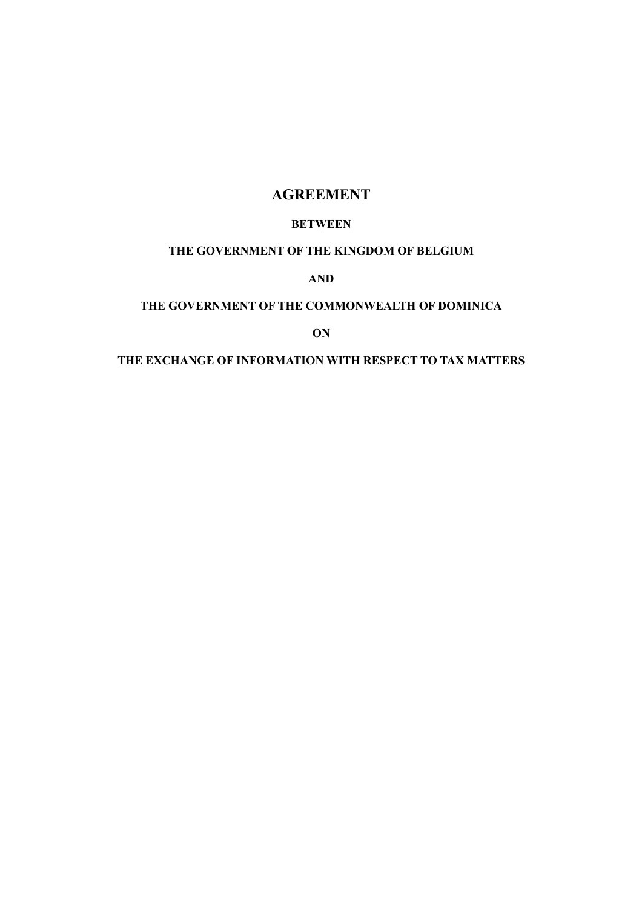# AGREEMENT

**BETWEEN**

**THE GOVERNMENT OF THE KINGDOM OF BELGIUM**

**AND**

**THE GOVERNMENT OF THE COMMONWEALTH OF DOMINICA**

**ON**

**THE EXCHANGE OF INFORMATION WITH RESPECT TO TAX MATTERS**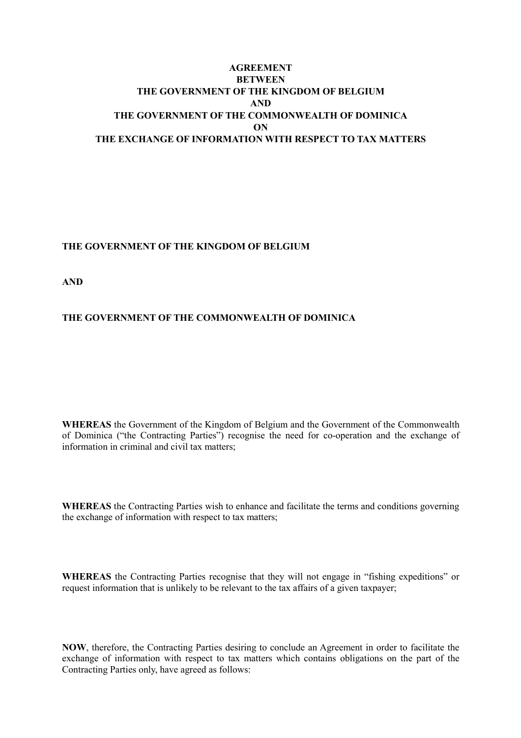# AGREEMENT BETWEEN THE GOVERNMENT OF THE KINGDOM OF BELGIUM AND THE GOVERNMENT OF THE COMMONWEALTH OF DOMINICA ON THE EXCHANGE OF INFORMATION WITH RESPECT TO TAX MATTERS

**THE GOVERNMENT OF THE KINGDOM OF BELGIUM**

**AND**

**THE GOVERNMENT OF THE COMMONWEALTH OF DOMINICA**

**WHEREAS** the Government of the Kingdom of Belgium and the Government of the Commonwealth of Dominica ("the Contracting Parties") recognise the need for co-operation and the exchange of information in criminal and civil tax matters;

**WHEREAS** the Contracting Parties wish to enhance and facilitate the terms and conditions governing the exchange of information with respect to tax matters;

**WHEREAS** the Contracting Parties recognise that they will not engage in "fishing expeditions" or request information that is unlikely to be relevant to the tax affairs of a given taxpayer;

**NOW**, therefore, the Contracting Parties desiring to conclude an Agreement in order to facilitate the exchange of information with respect to tax matters which contains obligations on the part of the Contracting Parties only, have agreed as follows: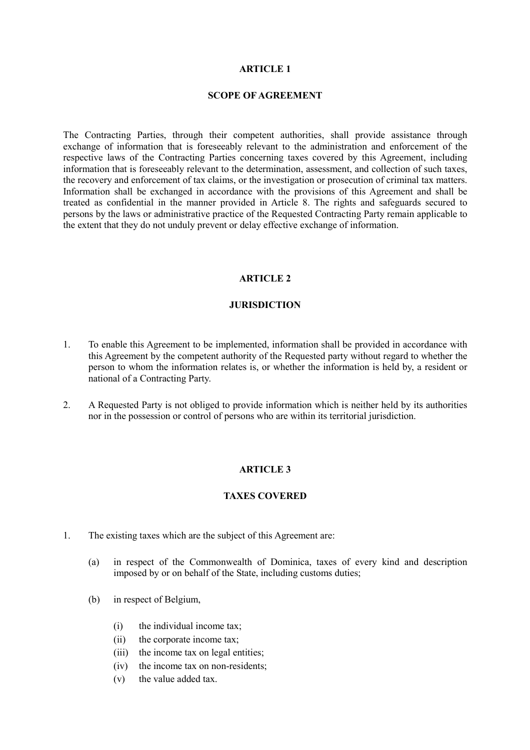## ARTICLE 1

## SCOPE OF AGREEMENT

The Contracting Parties, through their competent authorities, shall provide assistance through exchange of information that is foreseeably relevant to the administration and enforcement of the respective laws of the Contracting Parties concerning taxes covered by this Agreement, including information that is foreseeably relevant to the determination, assessment, and collection of such taxes, the recovery and enforcement of tax claims, or the investigation or prosecution of criminal tax matters. Information shall be exchanged in accordance with the provisions of this Agreement and shall be treated as confidential in the manner provided in Article 8. The rights and safeguards secured to persons by the laws or administrative practice of the Requested Contracting Party remain applicable to the extent that they do not unduly prevent or delay effective exchange of information.

## ARTICLE 2

## JURISDICTION

1. To enable this Agreement to be implemented, information shall be provided in accordance with this Agreement by the competent authority of the Requested party without regard to whether the person to whom the information relates is, or whether the information is held by, a resident or national of a Contracting Party.

2. A Requested Party is not obliged to provide information which is neither held by its authorities nor in the possession or control of persons who are within its territorial jurisdiction.

## ARTICLE 3

## TAXES COVERED

1. The existing taxes which are the subject of this Agreement are:

   (a) in respect of the Commonwealth of Dominica, taxes of every kind and description imposed by or on behalf of the State, including customs duties;

   (b) in respect of Belgium,

      (i) the individual income tax;
      (ii) the corporate income tax;
      (iii) the income tax on legal entities;
      (iv) the income tax on non-residents;
      (v) the value added tax.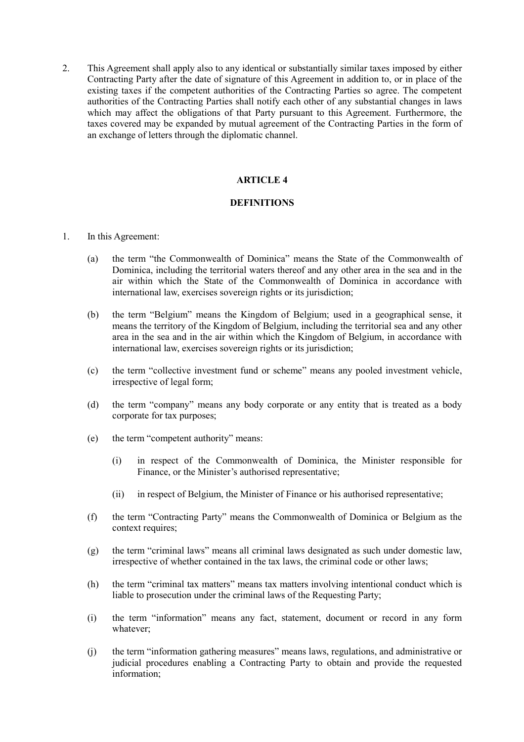2. This Agreement shall apply also to any identical or substantially similar taxes imposed by either Contracting Party after the date of signature of this Agreement in addition to, or in place of the existing taxes if the competent authorities of the Contracting Parties so agree. The competent authorities of the Contracting Parties shall notify each other of any substantial changes in laws which may affect the obligations of that Party pursuant to this Agreement. Furthermore, the taxes covered may be expanded by mutual agreement of the Contracting Parties in the form of an exchange of letters through the diplomatic channel.

## ARTICLE 4

## DEFINITIONS

1. In this Agreement:

   (a) the term "the Commonwealth of Dominica" means the State of the Commonwealth of Dominica, including the territorial waters thereof and any other area in the sea and in the air within which the State of the Commonwealth of Dominica in accordance with international law, exercises sovereign rights or its jurisdiction;

   (b) the term "Belgium" means the Kingdom of Belgium; used in a geographical sense, it means the territory of the Kingdom of Belgium, including the territorial sea and any other area in the sea and in the air within which the Kingdom of Belgium, in accordance with international law, exercises sovereign rights or its jurisdiction;

   (c) the term "collective investment fund or scheme" means any pooled investment vehicle, irrespective of legal form;

   (d) the term "company" means any body corporate or any entity that is treated as a body corporate for tax purposes;

   (e) the term "competent authority" means:

      (i) in respect of the Commonwealth of Dominica, the Minister responsible for Finance, or the Minister's authorised representative;

      (ii) in respect of Belgium, the Minister of Finance or his authorised representative;

   (f) the term "Contracting Party" means the Commonwealth of Dominica or Belgium as the context requires;

   (g) the term "criminal laws" means all criminal laws designated as such under domestic law, irrespective of whether contained in the tax laws, the criminal code or other laws;

   (h) the term "criminal tax matters" means tax matters involving intentional conduct which is liable to prosecution under the criminal laws of the Requesting Party;

   (i) the term "information" means any fact, statement, document or record in any form whatever;

   (j) the term "information gathering measures" means laws, regulations, and administrative or judicial procedures enabling a Contracting Party to obtain and provide the requested information;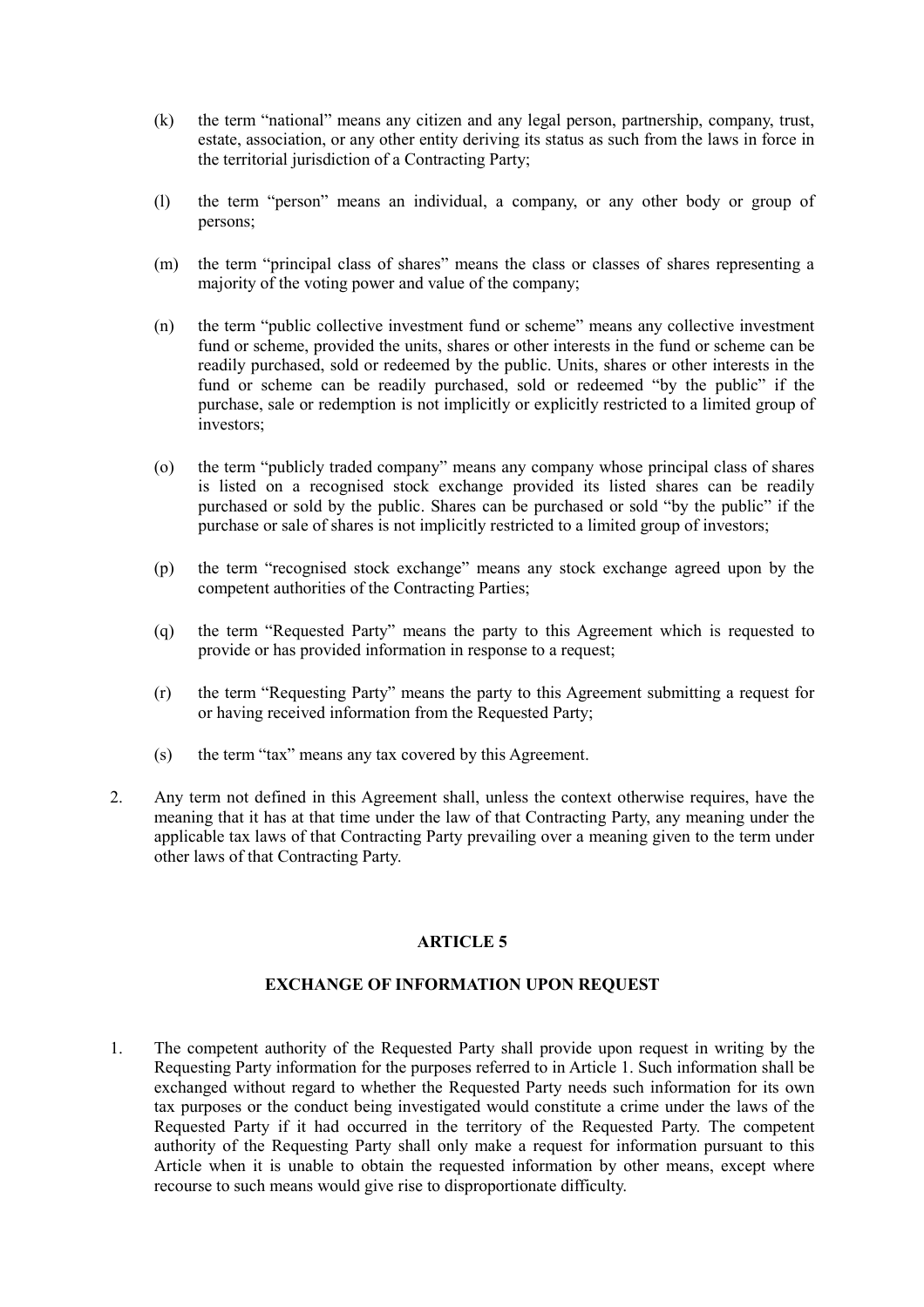(k) the term "national" means any citizen and any legal person, partnership, company, trust, estate, association, or any other entity deriving its status as such from the laws in force in the territorial jurisdiction of a Contracting Party;

(l) the term "person" means an individual, a company, or any other body or group of persons;

(m) the term "principal class of shares" means the class or classes of shares representing a majority of the voting power and value of the company;

(n) the term "public collective investment fund or scheme" means any collective investment fund or scheme, provided the units, shares or other interests in the fund or scheme can be readily purchased, sold or redeemed by the public. Units, shares or other interests in the fund or scheme can be readily purchased, sold or redeemed "by the public" if the purchase, sale or redemption is not implicitly or explicitly restricted to a limited group of investors;

(o) the term "publicly traded company" means any company whose principal class of shares is listed on a recognised stock exchange provided its listed shares can be readily purchased or sold by the public. Shares can be purchased or sold "by the public" if the purchase or sale of shares is not implicitly restricted to a limited group of investors;

(p) the term "recognised stock exchange" means any stock exchange agreed upon by the competent authorities of the Contracting Parties;

(q) the term "Requested Party" means the party to this Agreement which is requested to provide or has provided information in response to a request;

(r) the term "Requesting Party" means the party to this Agreement submitting a request for or having received information from the Requested Party;

(s) the term "tax" means any tax covered by this Agreement.

2. Any term not defined in this Agreement shall, unless the context otherwise requires, have the meaning that it has at that time under the law of that Contracting Party, any meaning under the applicable tax laws of that Contracting Party prevailing over a meaning given to the term under other laws of that Contracting Party.

## ARTICLE 5

## EXCHANGE OF INFORMATION UPON REQUEST

1. The competent authority of the Requested Party shall provide upon request in writing by the Requesting Party information for the purposes referred to in Article 1. Such information shall be exchanged without regard to whether the Requested Party needs such information for its own tax purposes or the conduct being investigated would constitute a crime under the laws of the Requested Party if it had occurred in the territory of the Requested Party. The competent authority of the Requesting Party shall only make a request for information pursuant to this Article when it is unable to obtain the requested information by other means, except where recourse to such means would give rise to disproportionate difficulty.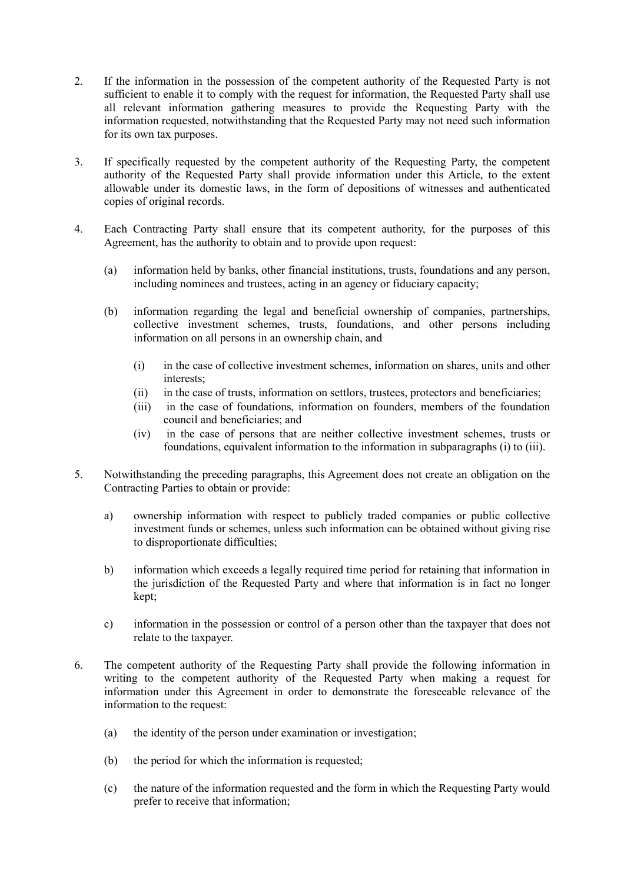2. If the information in the possession of the competent authority of the Requested Party is not sufficient to enable it to comply with the request for information, the Requested Party shall use all relevant information gathering measures to provide the Requesting Party with the information requested, notwithstanding that the Requested Party may not need such information for its own tax purposes.

3. If specifically requested by the competent authority of the Requesting Party, the competent authority of the Requested Party shall provide information under this Article, to the extent allowable under its domestic laws, in the form of depositions of witnesses and authenticated copies of original records.

4. Each Contracting Party shall ensure that its competent authority, for the purposes of this Agreement, has the authority to obtain and to provide upon request:

   (a) information held by banks, other financial institutions, trusts, foundations and any person, including nominees and trustees, acting in an agency or fiduciary capacity;

   (b) information regarding the legal and beneficial ownership of companies, partnerships, collective investment schemes, trusts, foundations, and other persons including information on all persons in an ownership chain, and

      (i) in the case of collective investment schemes, information on shares, units and other interests;
      (ii) in the case of trusts, information on settlors, trustees, protectors and beneficiaries;
      (iii) in the case of foundations, information on founders, members of the foundation council and beneficiaries; and
      (iv) in the case of persons that are neither collective investment schemes, trusts or foundations, equivalent information to the information in subparagraphs (i) to (iii).

5. Notwithstanding the preceding paragraphs, this Agreement does not create an obligation on the Contracting Parties to obtain or provide:

   a) ownership information with respect to publicly traded companies or public collective investment funds or schemes, unless such information can be obtained without giving rise to disproportionate difficulties;

   b) information which exceeds a legally required time period for retaining that information in the jurisdiction of the Requested Party and where that information is in fact no longer kept;

   c) information in the possession or control of a person other than the taxpayer that does not relate to the taxpayer.

6. The competent authority of the Requesting Party shall provide the following information in writing to the competent authority of the Requested Party when making a request for information under this Agreement in order to demonstrate the foreseeable relevance of the information to the request:

   (a) the identity of the person under examination or investigation;

   (b) the period for which the information is requested;

   (c) the nature of the information requested and the form in which the Requesting Party would prefer to receive that information;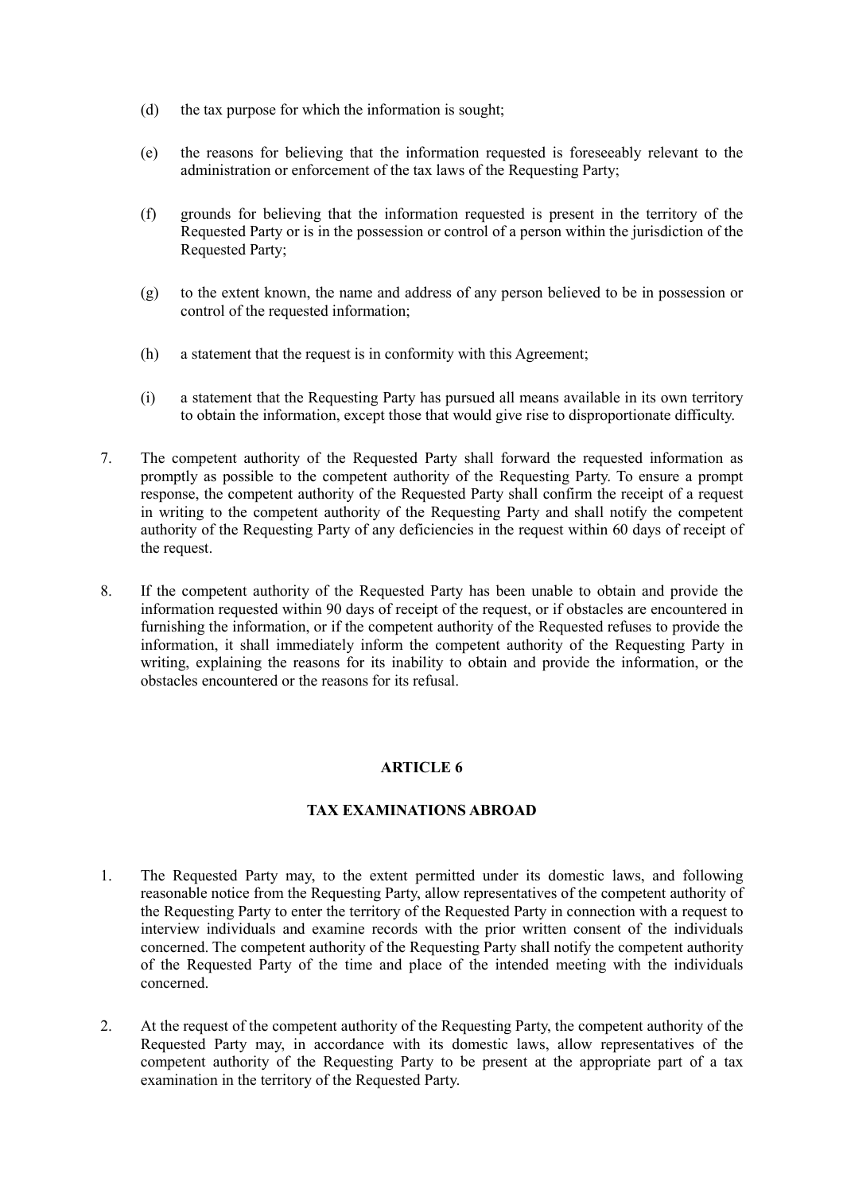(d) the tax purpose for which the information is sought;

(e) the reasons for believing that the information requested is foreseeably relevant to the administration or enforcement of the tax laws of the Requesting Party;

(f) grounds for believing that the information requested is present in the territory of the Requested Party or is in the possession or control of a person within the jurisdiction of the Requested Party;

(g) to the extent known, the name and address of any person believed to be in possession or control of the requested information;

(h) a statement that the request is in conformity with this Agreement;

(i) a statement that the Requesting Party has pursued all means available in its own territory to obtain the information, except those that would give rise to disproportionate difficulty.

7. The competent authority of the Requested Party shall forward the requested information as promptly as possible to the competent authority of the Requesting Party. To ensure a prompt response, the competent authority of the Requested Party shall confirm the receipt of a request in writing to the competent authority of the Requesting Party and shall notify the competent authority of the Requesting Party of any deficiencies in the request within 60 days of receipt of the request.

8. If the competent authority of the Requested Party has been unable to obtain and provide the information requested within 90 days of receipt of the request, or if obstacles are encountered in furnishing the information, or if the competent authority of the Requested refuses to provide the information, it shall immediately inform the competent authority of the Requesting Party in writing, explaining the reasons for its inability to obtain and provide the information, or the obstacles encountered or the reasons for its refusal.

## ARTICLE 6

## TAX EXAMINATIONS ABROAD

1. The Requested Party may, to the extent permitted under its domestic laws, and following reasonable notice from the Requesting Party, allow representatives of the competent authority of the Requesting Party to enter the territory of the Requested Party in connection with a request to interview individuals and examine records with the prior written consent of the individuals concerned. The competent authority of the Requesting Party shall notify the competent authority of the Requested Party of the time and place of the intended meeting with the individuals concerned.

2. At the request of the competent authority of the Requesting Party, the competent authority of the Requested Party may, in accordance with its domestic laws, allow representatives of the competent authority of the Requesting Party to be present at the appropriate part of a tax examination in the territory of the Requested Party.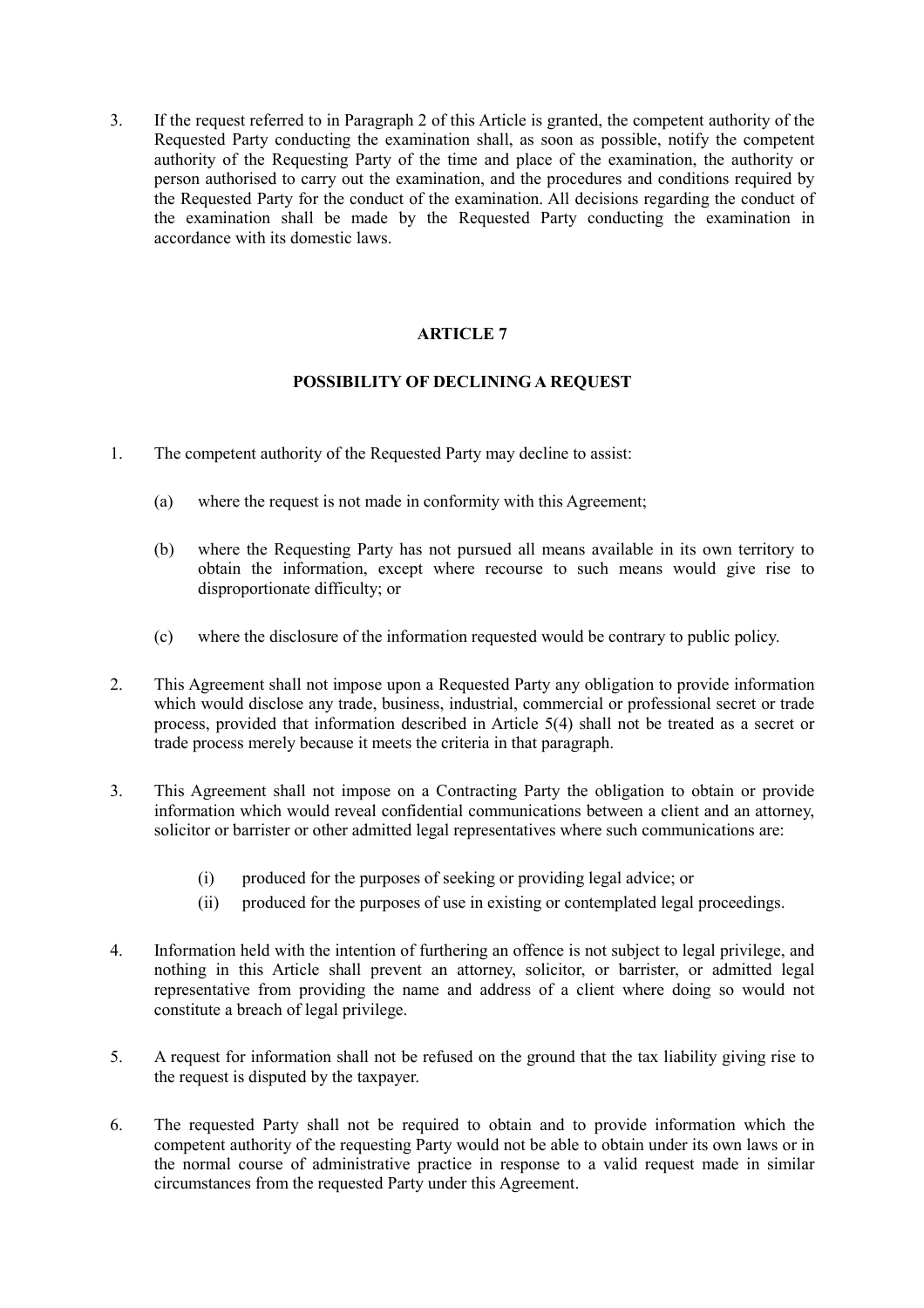3. If the request referred to in Paragraph 2 of this Article is granted, the competent authority of the Requested Party conducting the examination shall, as soon as possible, notify the competent authority of the Requesting Party of the time and place of the examination, the authority or person authorised to carry out the examination, and the procedures and conditions required by the Requested Party for the conduct of the examination. All decisions regarding the conduct of the examination shall be made by the Requested Party conducting the examination in accordance with its domestic laws.

## ARTICLE 7

## POSSIBILITY OF DECLINING A REQUEST

1. The competent authority of the Requested Party may decline to assist:

   (a) where the request is not made in conformity with this Agreement;

   (b) where the Requesting Party has not pursued all means available in its own territory to obtain the information, except where recourse to such means would give rise to disproportionate difficulty; or

   (c) where the disclosure of the information requested would be contrary to public policy.

2. This Agreement shall not impose upon a Requested Party any obligation to provide information which would disclose any trade, business, industrial, commercial or professional secret or trade process, provided that information described in Article 5(4) shall not be treated as a secret or trade process merely because it meets the criteria in that paragraph.

3. This Agreement shall not impose on a Contracting Party the obligation to obtain or provide information which would reveal confidential communications between a client and an attorney, solicitor or barrister or other admitted legal representatives where such communications are:

   (i) produced for the purposes of seeking or providing legal advice; or
   (ii) produced for the purposes of use in existing or contemplated legal proceedings.

4. Information held with the intention of furthering an offence is not subject to legal privilege, and nothing in this Article shall prevent an attorney, solicitor, or barrister, or admitted legal representative from providing the name and address of a client where doing so would not constitute a breach of legal privilege.

5. A request for information shall not be refused on the ground that the tax liability giving rise to the request is disputed by the taxpayer.

6. The requested Party shall not be required to obtain and to provide information which the competent authority of the requesting Party would not be able to obtain under its own laws or in the normal course of administrative practice in response to a valid request made in similar circumstances from the requested Party under this Agreement.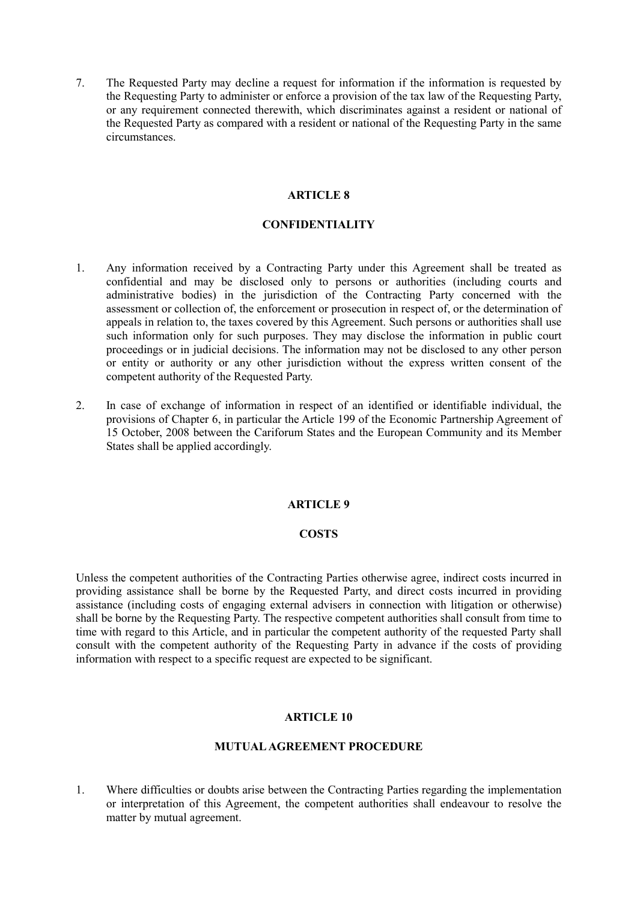7. The Requested Party may decline a request for information if the information is requested by the Requesting Party to administer or enforce a provision of the tax law of the Requesting Party, or any requirement connected therewith, which discriminates against a resident or national of the Requested Party as compared with a resident or national of the Requesting Party in the same circumstances.

## ARTICLE 8

## CONFIDENTIALITY

1. Any information received by a Contracting Party under this Agreement shall be treated as confidential and may be disclosed only to persons or authorities (including courts and administrative bodies) in the jurisdiction of the Contracting Party concerned with the assessment or collection of, the enforcement or prosecution in respect of, or the determination of appeals in relation to, the taxes covered by this Agreement. Such persons or authorities shall use such information only for such purposes. They may disclose the information in public court proceedings or in judicial decisions. The information may not be disclosed to any other person or entity or authority or any other jurisdiction without the express written consent of the competent authority of the Requested Party.

2. In case of exchange of information in respect of an identified or identifiable individual, the provisions of Chapter 6, in particular the Article 199 of the Economic Partnership Agreement of 15 October, 2008 between the Cariforum States and the European Community and its Member States shall be applied accordingly.

## ARTICLE 9

## COSTS

Unless the competent authorities of the Contracting Parties otherwise agree, indirect costs incurred in providing assistance shall be borne by the Requested Party, and direct costs incurred in providing assistance (including costs of engaging external advisers in connection with litigation or otherwise) shall be borne by the Requesting Party. The respective competent authorities shall consult from time to time with regard to this Article, and in particular the competent authority of the requested Party shall consult with the competent authority of the Requesting Party in advance if the costs of providing information with respect to a specific request are expected to be significant.

## ARTICLE 10

## MUTUAL AGREEMENT PROCEDURE

1. Where difficulties or doubts arise between the Contracting Parties regarding the implementation or interpretation of this Agreement, the competent authorities shall endeavour to resolve the matter by mutual agreement.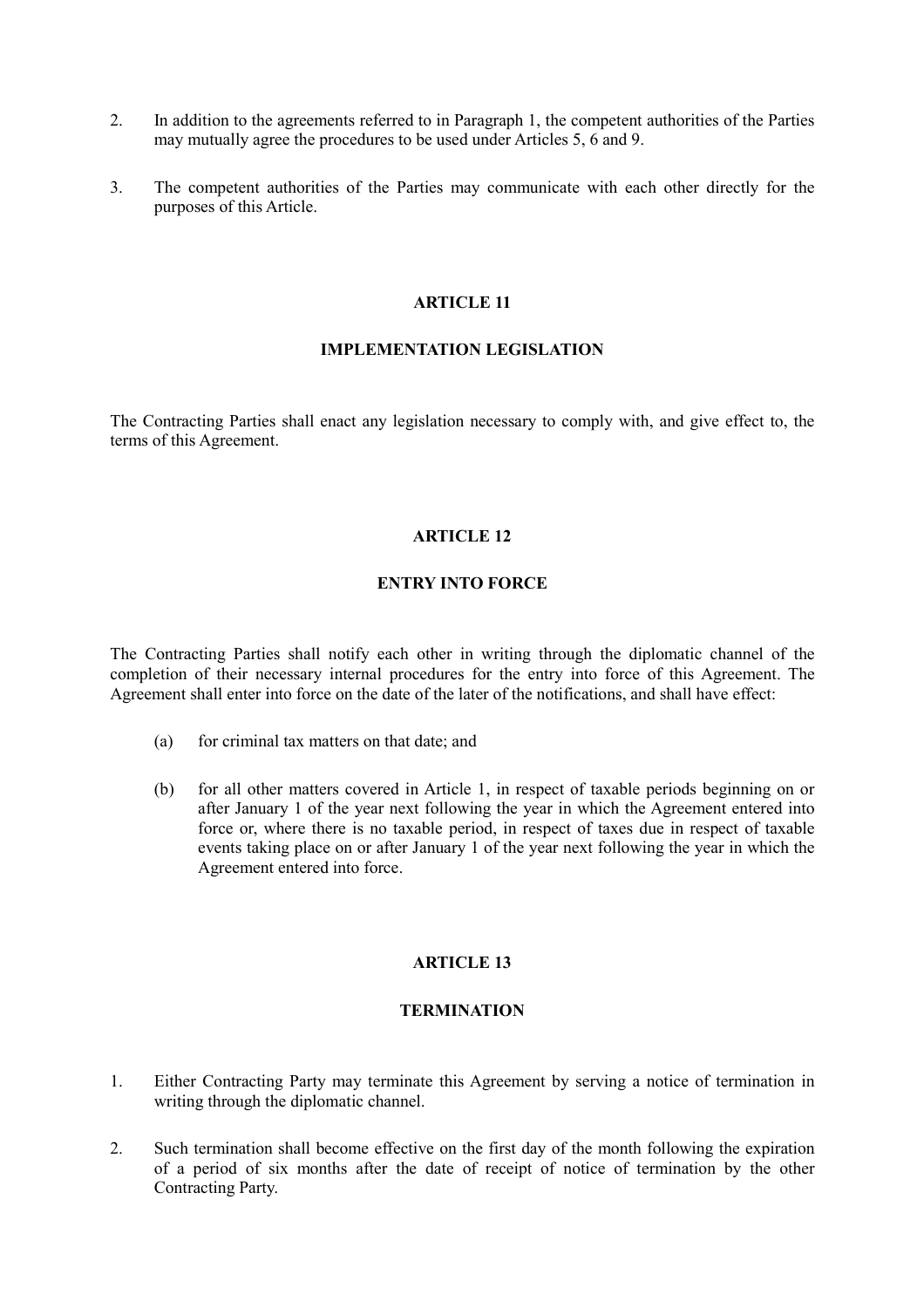2. In addition to the agreements referred to in Paragraph 1, the competent authorities of the Parties may mutually agree the procedures to be used under Articles 5, 6 and 9.

3. The competent authorities of the Parties may communicate with each other directly for the purposes of this Article.

## ARTICLE 11

### IMPLEMENTATION LEGISLATION

The Contracting Parties shall enact any legislation necessary to comply with, and give effect to, the terms of this Agreement.

## ARTICLE 12

### ENTRY INTO FORCE

The Contracting Parties shall notify each other in writing through the diplomatic channel of the completion of their necessary internal procedures for the entry into force of this Agreement. The Agreement shall enter into force on the date of the later of the notifications, and shall have effect:

(a) for criminal tax matters on that date; and

(b) for all other matters covered in Article 1, in respect of taxable periods beginning on or after January 1 of the year next following the year in which the Agreement entered into force or, where there is no taxable period, in respect of taxes due in respect of taxable events taking place on or after January 1 of the year next following the year in which the Agreement entered into force.

## ARTICLE 13

### TERMINATION

1. Either Contracting Party may terminate this Agreement by serving a notice of termination in writing through the diplomatic channel.

2. Such termination shall become effective on the first day of the month following the expiration of a period of six months after the date of receipt of notice of termination by the other Contracting Party.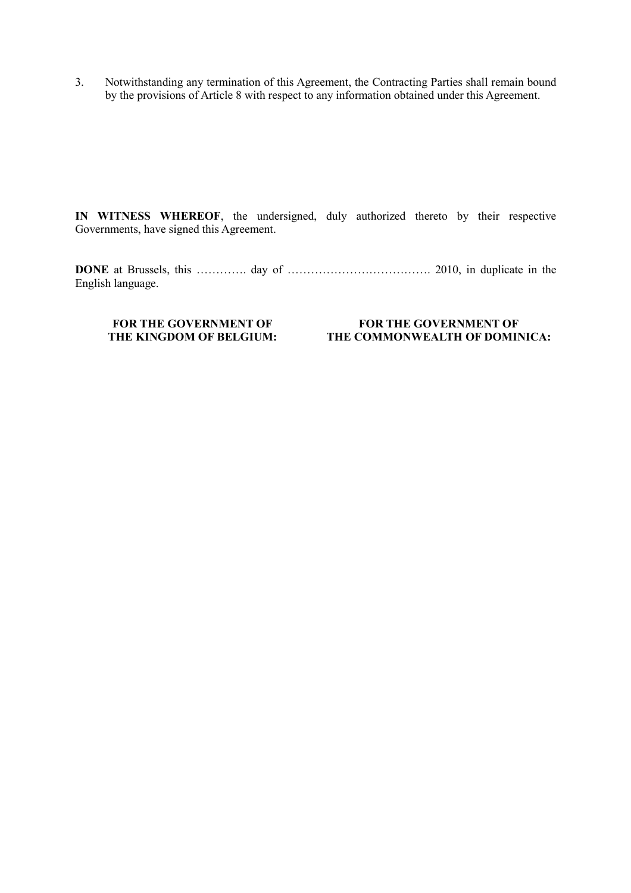3. Notwithstanding any termination of this Agreement, the Contracting Parties shall remain bound by the provisions of Article 8 with respect to any information obtained under this Agreement.

**IN WITNESS WHEREOF**, the undersigned, duly authorized thereto by their respective Governments, have signed this Agreement.

**DONE** at Brussels, this …………. day of ………………………………. 2010, in duplicate in the English language.

| | |
|---|---|
| **FOR THE GOVERNMENT OF THE KINGDOM OF BELGIUM:** | **FOR THE GOVERNMENT OF THE COMMONWEALTH OF DOMINICA:** |